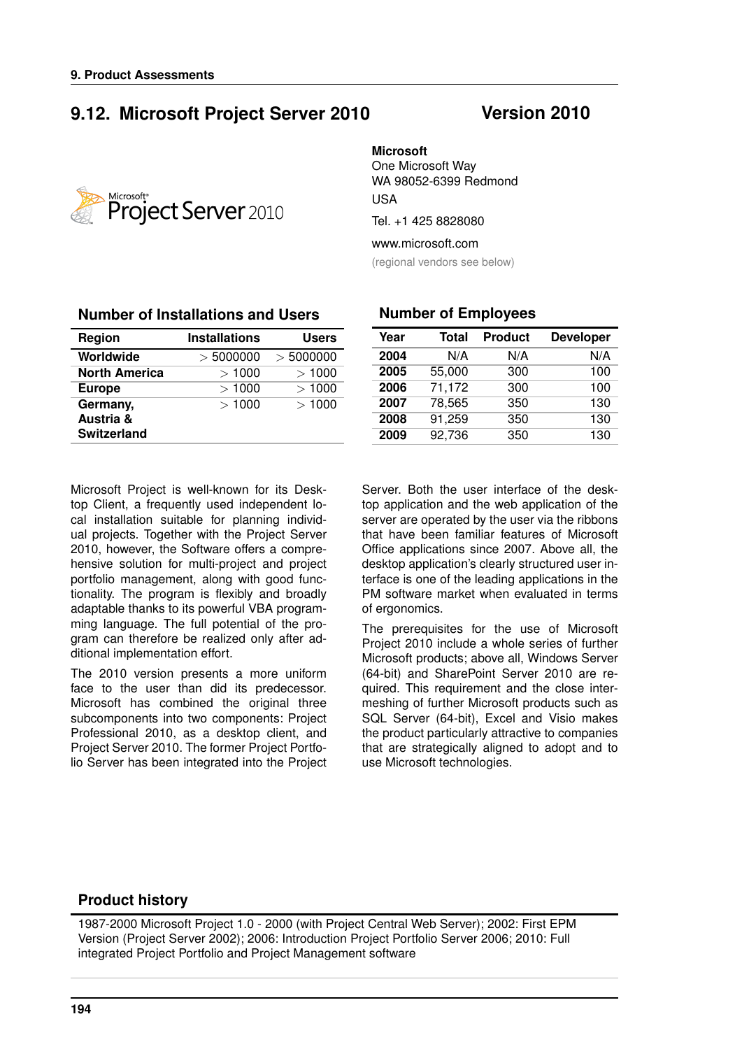## 9.12. Microsoft Project Server 2010

**Version 2010**

**Microsoft**
One Microsoft Way
WA 98052-6399 Redmond
USA

Tel. +1 425 8828080

www.microsoft.com

(regional vendors see below)

### Number of Installations and Users

| Region | Installations | Users |
|---|---|---|
| **Worldwide** | > 5000000 | > 5000000 |
| **North America** | > 1000 | > 1000 |
| **Europe** | > 1000 | > 1000 |
| **Germany, Austria & Switzerland** | > 1000 | > 1000 |

### Number of Employees

| Year | Total | Product | Developer |
|---|---|---|---|
| **2004** | N/A | N/A | N/A |
| **2005** | 55,000 | 300 | 100 |
| **2006** | 71,172 | 300 | 100 |
| **2007** | 78,565 | 350 | 130 |
| **2008** | 91,259 | 350 | 130 |
| **2009** | 92,736 | 350 | 130 |

Microsoft Project is well-known for its Desktop Client, a frequently used independent local installation suitable for planning individual projects. Together with the Project Server 2010, however, the Software offers a comprehensive solution for multi-project and project portfolio management, along with good functionality. The program is flexibly and broadly adaptable thanks to its powerful VBA programming language. The full potential of the program can therefore be realized only after additional implementation effort.

The 2010 version presents a more uniform face to the user than did its predecessor. Microsoft has combined the original three subcomponents into two components: Project Professional 2010, as a desktop client, and Project Server 2010. The former Project Portfolio Server has been integrated into the Project Server. Both the user interface of the desktop application and the web application of the server are operated by the user via the ribbons that have been familiar features of Microsoft Office applications since 2007. Above all, the desktop application's clearly structured user interface is one of the leading applications in the PM software market when evaluated in terms of ergonomics.

The prerequisites for the use of Microsoft Project 2010 include a whole series of further Microsoft products; above all, Windows Server (64-bit) and SharePoint Server 2010 are required. This requirement and the close intermeshing of further Microsoft products such as SQL Server (64-bit), Excel and Visio makes the product particularly attractive to companies that are strategically aligned to adopt and to use Microsoft technologies.

### Product history

1987-2000 Microsoft Project 1.0 - 2000 (with Project Central Web Server); 2002: First EPM Version (Project Server 2002); 2006: Introduction Project Portfolio Server 2006; 2010: Full integrated Project Portfolio and Project Management software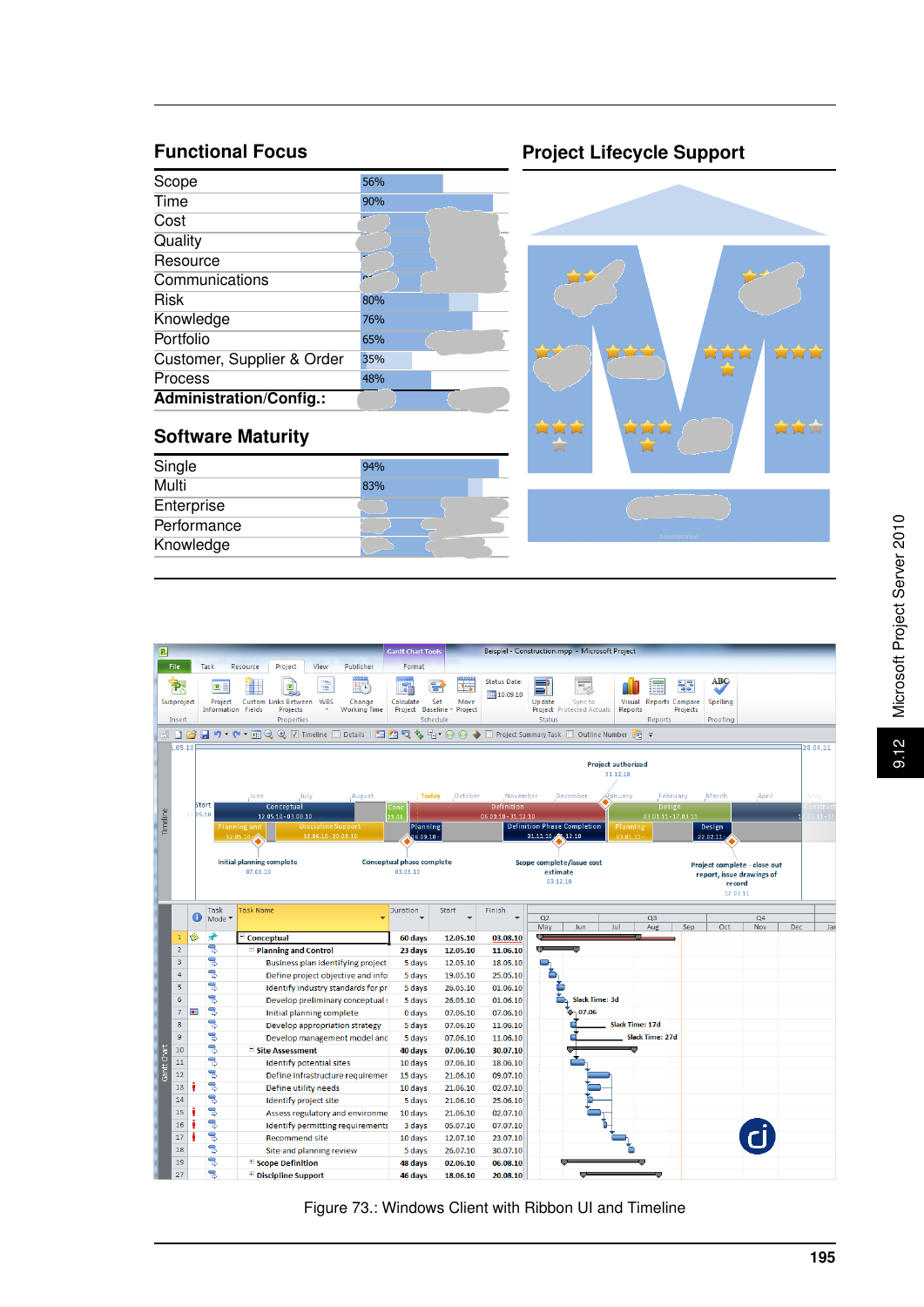## Functional Focus

| Scope | 56% |
|---|---|
| Time | 90% |
| Cost | |
| Quality | |
| Resource | |
| Communications | |
| Risk | 80% |
| Knowledge | 76% |
| Portfolio | 65% |
| Customer, Supplier & Order | 35% |
| Process | 48% |
| **Administration/Config.:** | |

## Software Maturity

| Single | 94% |
|---|---|
| Multi | 83% |
| Enterprise | |
| Performance | |
| Knowledge | |

## Project Lifecycle Support

Figure 73.: Windows Client with Ribbon UI and Timeline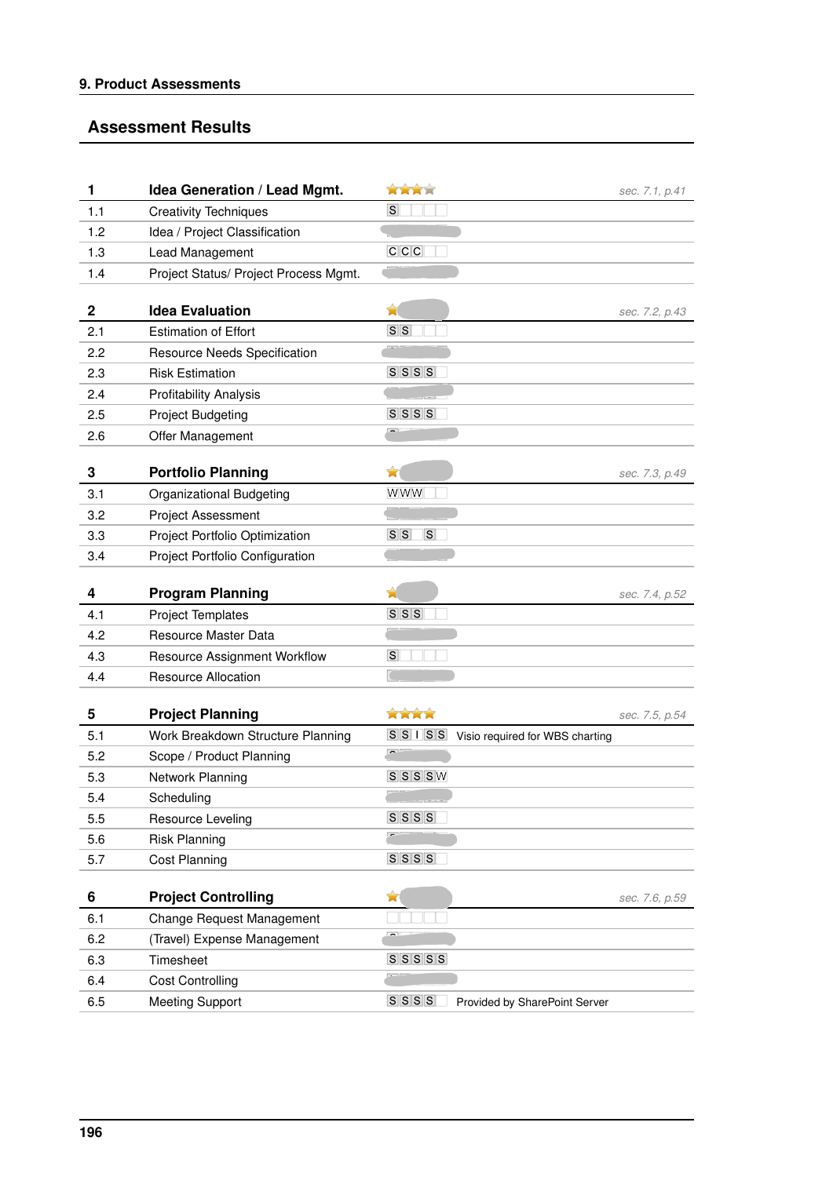**9. Product Assessments**

## Assessment Results

| | | | |
|---|---|---|---|
| **1** | **Idea Generation / Lead Mgmt.** | ★★★☆ | *sec. 7.1, p.41* |
| 1.1 | Creativity Techniques | S | |
| 1.2 | Idea / Project Classification | | |
| 1.3 | Lead Management | C C C | |
| 1.4 | Project Status/ Project Process Mgmt. | | |
| **2** | **Idea Evaluation** | ★ | *sec. 7.2, p.43* |
| 2.1 | Estimation of Effort | S S | |
| 2.2 | Resource Needs Specification | | |
| 2.3 | Risk Estimation | S S S S | |
| 2.4 | Profitability Analysis | | |
| 2.5 | Project Budgeting | S S S S | |
| 2.6 | Offer Management | | |
| **3** | **Portfolio Planning** | ★ | *sec. 7.3, p.49* |
| 3.1 | Organizational Budgeting | W W W | |
| 3.2 | Project Assessment | | |
| 3.3 | Project Portfolio Optimization | S S S | |
| 3.4 | Project Portfolio Configuration | | |
| **4** | **Program Planning** | ★ | *sec. 7.4, p.52* |
| 4.1 | Project Templates | S S S | |
| 4.2 | Resource Master Data | | |
| 4.3 | Resource Assignment Workflow | S | |
| 4.4 | Resource Allocation | | |
| **5** | **Project Planning** | ★★★★ | *sec. 7.5, p.54* |
| 5.1 | Work Breakdown Structure Planning | S S I S S | Visio required for WBS charting |
| 5.2 | Scope / Product Planning | | |
| 5.3 | Network Planning | S S S S W | |
| 5.4 | Scheduling | | |
| 5.5 | Resource Leveling | S S S S | |
| 5.6 | Risk Planning | | |
| 5.7 | Cost Planning | S S S S | |
| **6** | **Project Controlling** | ★ | *sec. 7.6, p.59* |
| 6.1 | Change Request Management | | |
| 6.2 | (Travel) Expense Management | | |
| 6.3 | Timesheet | S S S S S | |
| 6.4 | Cost Controlling | | |
| 6.5 | Meeting Support | S S S S | Provided by SharePoint Server |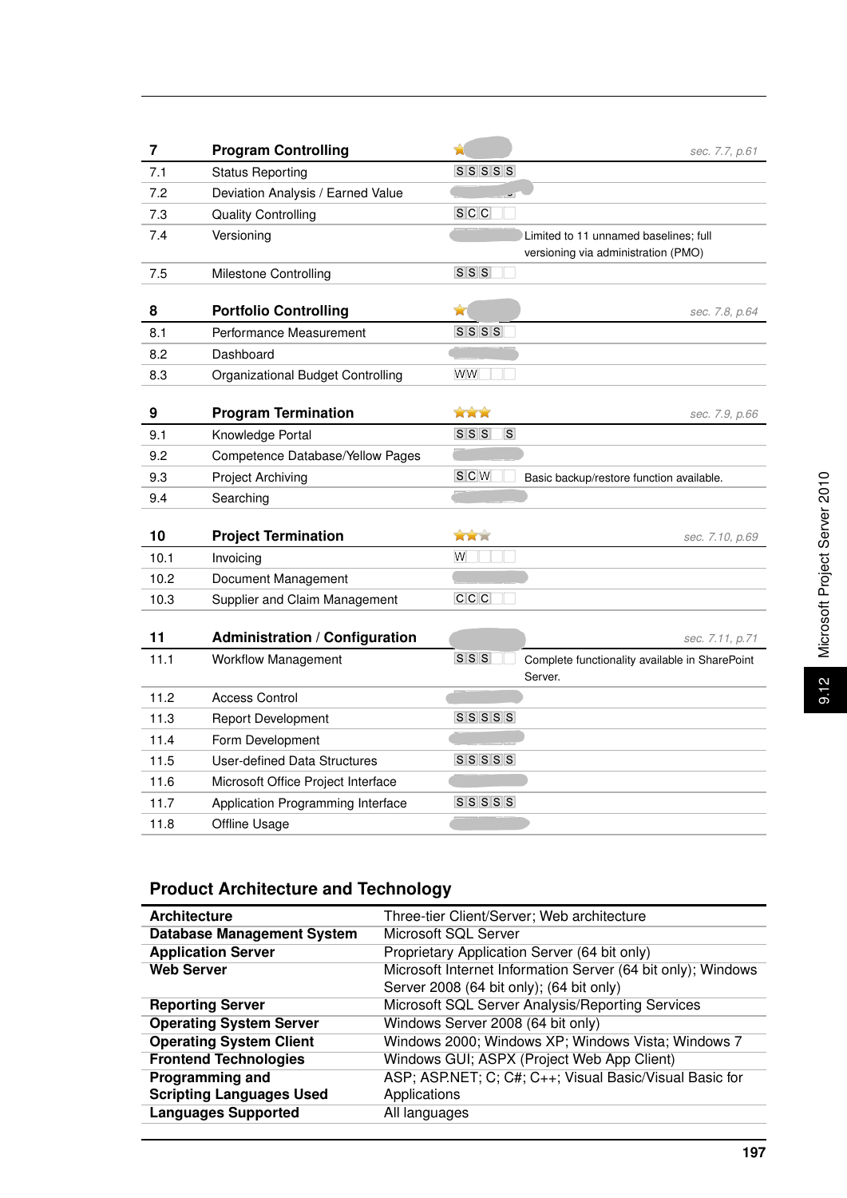| 7 | **Program Controlling** | ★ | *sec. 7.7, p.61* |
|---|---|---|---|
| 7.1 | Status Reporting | S S S S S | |
| 7.2 | Deviation Analysis / Earned Value | | |
| 7.3 | Quality Controlling | S C C | |
| 7.4 | Versioning | | Limited to 11 unnamed baselines; full versioning via administration (PMO) |
| 7.5 | Milestone Controlling | S S S | |

| 8 | **Portfolio Controlling** | ★ | *sec. 7.8, p.64* |
|---|---|---|---|
| 8.1 | Performance Measurement | S S S S | |
| 8.2 | Dashboard | | |
| 8.3 | Organizational Budget Controlling | W W | |

| 9 | **Program Termination** | ★★★ | *sec. 7.9, p.66* |
|---|---|---|---|
| 9.1 | Knowledge Portal | S S S S | |
| 9.2 | Competence Database/Yellow Pages | | |
| 9.3 | Project Archiving | S C W | Basic backup/restore function available. |
| 9.4 | Searching | | |

| 10 | **Project Termination** | ★★☆ | *sec. 7.10, p.69* |
|---|---|---|---|
| 10.1 | Invoicing | W | |
| 10.2 | Document Management | | |
| 10.3 | Supplier and Claim Management | C C C | |

| 11 | **Administration / Configuration** | | *sec. 7.11, p.71* |
|---|---|---|---|
| 11.1 | Workflow Management | S S S | Complete functionality available in SharePoint Server. |
| 11.2 | Access Control | | |
| 11.3 | Report Development | S S S S S | |
| 11.4 | Form Development | | |
| 11.5 | User-defined Data Structures | S S S S S | |
| 11.6 | Microsoft Office Project Interface | | |
| 11.7 | Application Programming Interface | S S S S S | |
| 11.8 | Offline Usage | | |

## Product Architecture and Technology

| | |
|---|---|
| **Architecture** | Three-tier Client/Server; Web architecture |
| **Database Management System** | Microsoft SQL Server |
| **Application Server** | Proprietary Application Server (64 bit only) |
| **Web Server** | Microsoft Internet Information Server (64 bit only); Windows Server 2008 (64 bit only); (64 bit only) |
| **Reporting Server** | Microsoft SQL Server Analysis/Reporting Services |
| **Operating System Server** | Windows Server 2008 (64 bit only) |
| **Operating System Client** | Windows 2000; Windows XP; Windows Vista; Windows 7 |
| **Frontend Technologies** | Windows GUI; ASPX (Project Web App Client) |
| **Programming and Scripting Languages Used** | ASP; ASP.NET; C; C#; C++; Visual Basic/Visual Basic for Applications |
| **Languages Supported** | All languages |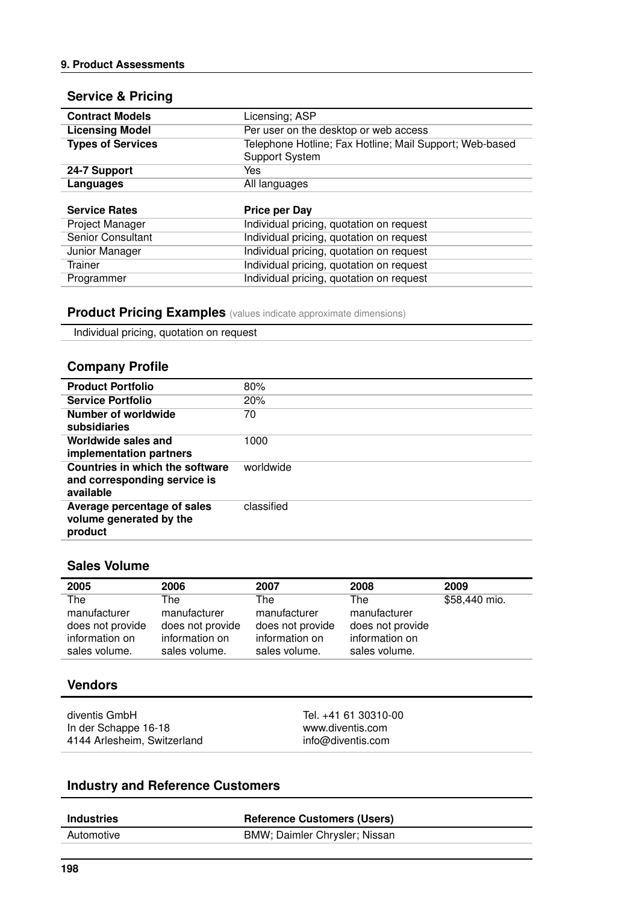## Service & Pricing

| | |
|---|---|
| **Contract Models** | Licensing; ASP |
| **Licensing Model** | Per user on the desktop or web access |
| **Types of Services** | Telephone Hotline; Fax Hotline; Mail Support; Web-based Support System |
| **24-7 Support** | Yes |
| **Languages** | All languages |

| **Service Rates** | **Price per Day** |
|---|---|
| Project Manager | Individual pricing, quotation on request |
| Senior Consultant | Individual pricing, quotation on request |
| Junior Manager | Individual pricing, quotation on request |
| Trainer | Individual pricing, quotation on request |
| Programmer | Individual pricing, quotation on request |

## Product Pricing Examples (values indicate approximate dimensions)

Individual pricing, quotation on request

## Company Profile

| | |
|---|---|
| **Product Portfolio** | 80% |
| **Service Portfolio** | 20% |
| **Number of worldwide subsidiaries** | 70 |
| **Worldwide sales and implementation partners** | 1000 |
| **Countries in which the software and corresponding service is available** | worldwide |
| **Average percentage of sales volume generated by the product** | classified |

## Sales Volume

| 2005 | 2006 | 2007 | 2008 | 2009 |
|---|---|---|---|---|
| The manufacturer does not provide information on sales volume. | The manufacturer does not provide information on sales volume. | The manufacturer does not provide information on sales volume. | The manufacturer does not provide information on sales volume. | $58,440 mio. |

## Vendors

diventis GmbH
In der Schappe 16-18
4144 Arlesheim, Switzerland

Tel. +41 61 30310-00
www.diventis.com
info@diventis.com

## Industry and Reference Customers

| **Industries** | **Reference Customers (Users)** |
|---|---|
| Automotive | BMW; Daimler Chrysler; Nissan |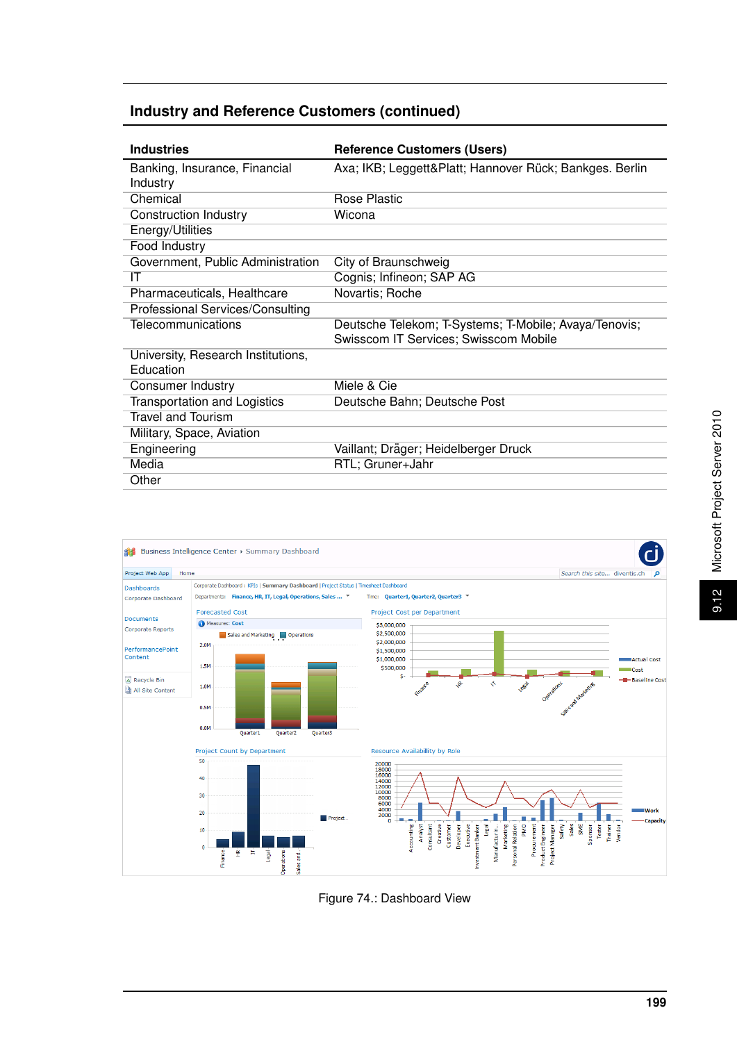## Industry and Reference Customers (continued)

| Industries | Reference Customers (Users) |
|---|---|
| Banking, Insurance, Financial Industry | Axa; IKB; Leggett&Platt; Hannover Rück; Bankges. Berlin |
| Chemical | Rose Plastic |
| Construction Industry | Wicona |
| Energy/Utilities | |
| Food Industry | |
| Government, Public Administration | City of Braunschweig |
| IT | Cognis; Infineon; SAP AG |
| Pharmaceuticals, Healthcare | Novartis; Roche |
| Professional Services/Consulting | |
| Telecommunications | Deutsche Telekom; T-Systems; T-Mobile; Avaya/Tenovis; Swisscom IT Services; Swisscom Mobile |
| University, Research Institutions, Education | |
| Consumer Industry | Miele & Cie |
| Transportation and Logistics | Deutsche Bahn; Deutsche Post |
| Travel and Tourism | |
| Military, Space, Aviation | |
| Engineering | Vaillant; Dräger; Heidelberger Druck |
| Media | RTL; Gruner+Jahr |
| Other | |

Figure 74.: Dashboard View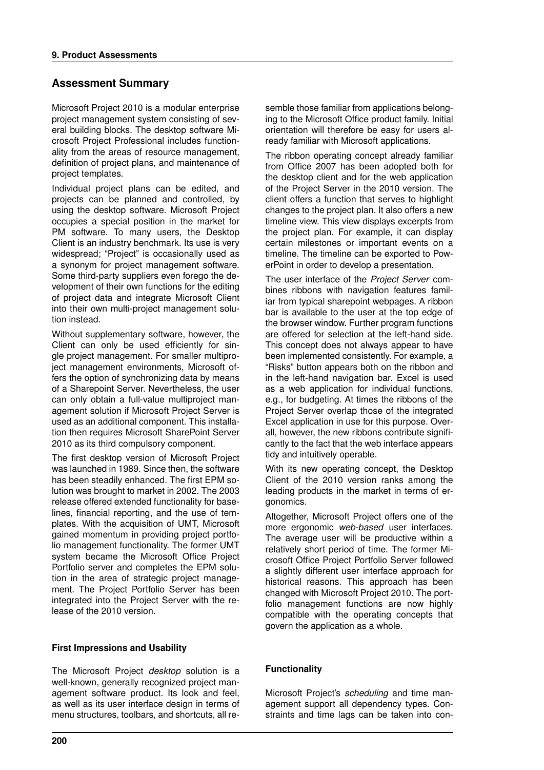## Assessment Summary

Microsoft Project 2010 is a modular enterprise project management system consisting of several building blocks. The desktop software Microsoft Project Professional includes functionality from the areas of resource management, definition of project plans, and maintenance of project templates.

Individual project plans can be edited, and projects can be planned and controlled, by using the desktop software. Microsoft Project occupies a special position in the market for PM software. To many users, the Desktop Client is an industry benchmark. Its use is very widespread; "Project" is occasionally used as a synonym for project management software. Some third-party suppliers even forego the development of their own functions for the editing of project data and integrate Microsoft Client into their own multi-project management solution instead.

Without supplementary software, however, the Client can only be used efficiently for single project management. For smaller multiproject management environments, Microsoft offers the option of synchronizing data by means of a Sharepoint Server. Nevertheless, the user can only obtain a full-value multiproject management solution if Microsoft Project Server is used as an additional component. This installation then requires Microsoft SharePoint Server 2010 as its third compulsory component.

The first desktop version of Microsoft Project was launched in 1989. Since then, the software has been steadily enhanced. The first EPM solution was brought to market in 2002. The 2003 release offered extended functionality for baselines, financial reporting, and the use of templates. With the acquisition of UMT, Microsoft gained momentum in providing project portfolio management functionality. The former UMT system became the Microsoft Office Project Portfolio server and completes the EPM solution in the area of strategic project management. The Project Portfolio Server has been integrated into the Project Server with the release of the 2010 version.

### First Impressions and Usability

The Microsoft Project *desktop* solution is a well-known, generally recognized project management software product. Its look and feel, as well as its user interface design in terms of menu structures, toolbars, and shortcuts, all resemble those familiar from applications belonging to the Microsoft Office product family. Initial orientation will therefore be easy for users already familiar with Microsoft applications.

The ribbon operating concept already familiar from Office 2007 has been adopted both for the desktop client and for the web application of the Project Server in the 2010 version. The client offers a function that serves to highlight changes to the project plan. It also offers a new timeline view. This view displays excerpts from the project plan. For example, it can display certain milestones or important events on a timeline. The timeline can be exported to PowerPoint in order to develop a presentation.

The user interface of the *Project Server* combines ribbons with navigation features familiar from typical sharepoint webpages. A ribbon bar is available to the user at the top edge of the browser window. Further program functions are offered for selection at the left-hand side. This concept does not always appear to have been implemented consistently. For example, a "Risks" button appears both on the ribbon and in the left-hand navigation bar. Excel is used as a web application for individual functions, e.g., for budgeting. At times the ribbons of the Project Server overlap those of the integrated Excel application in use for this purpose. Overall, however, the new ribbons contribute significantly to the fact that the web interface appears tidy and intuitively operable.

With its new operating concept, the Desktop Client of the 2010 version ranks among the leading products in the market in terms of ergonomics.

Altogether, Microsoft Project offers one of the more ergonomic *web-based* user interfaces. The average user will be productive within a relatively short period of time. The former Microsoft Office Project Portfolio Server followed a slightly different user interface approach for historical reasons. This approach has been changed with Microsoft Project 2010. The portfolio management functions are now highly compatible with the operating concepts that govern the application as a whole.

### Functionality

Microsoft Project's *scheduling* and time management support all dependency types. Constraints and time lags can be taken into con-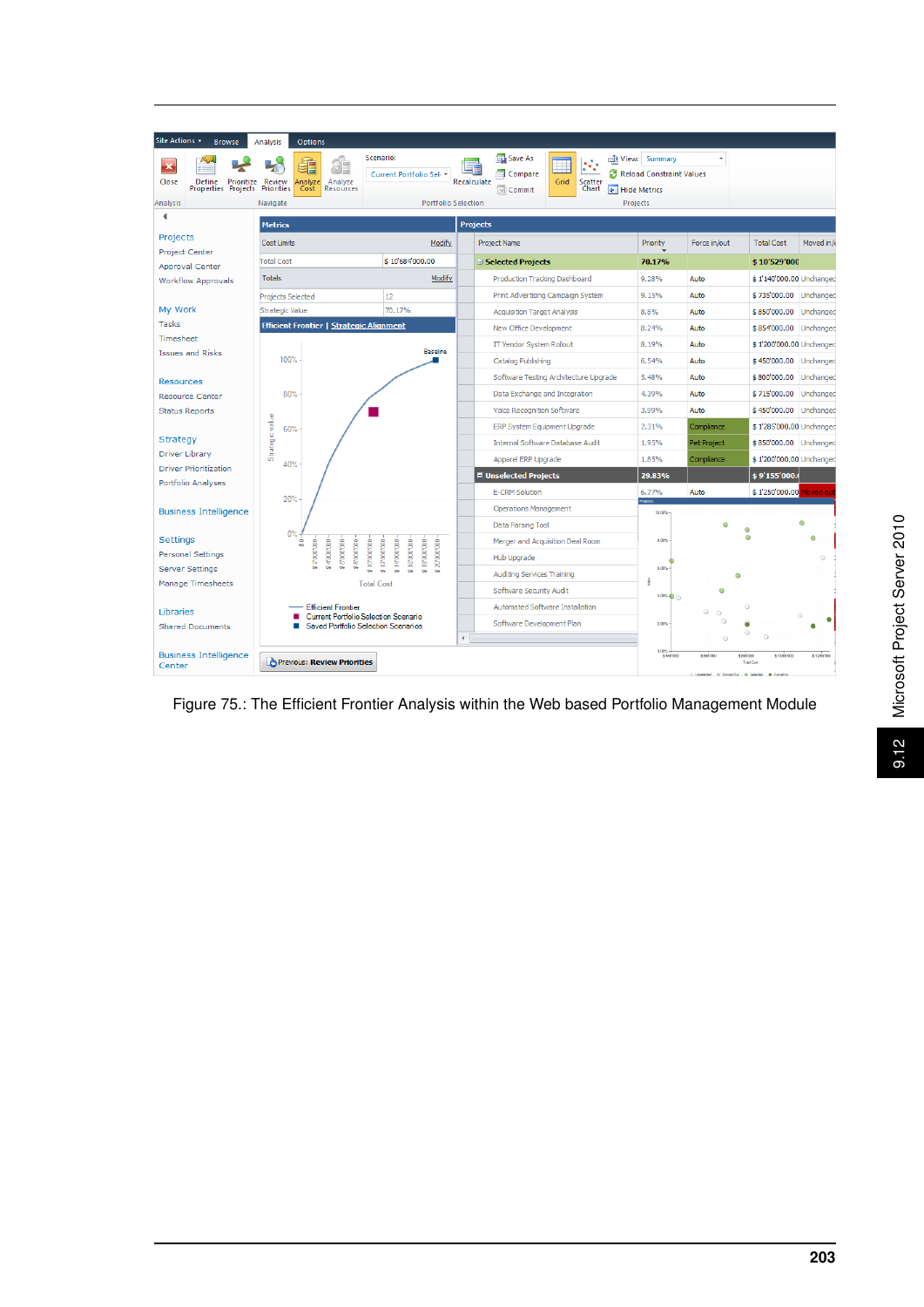Figure 75.: The Efficient Frontier Analysis within the Web based Portfolio Management Module